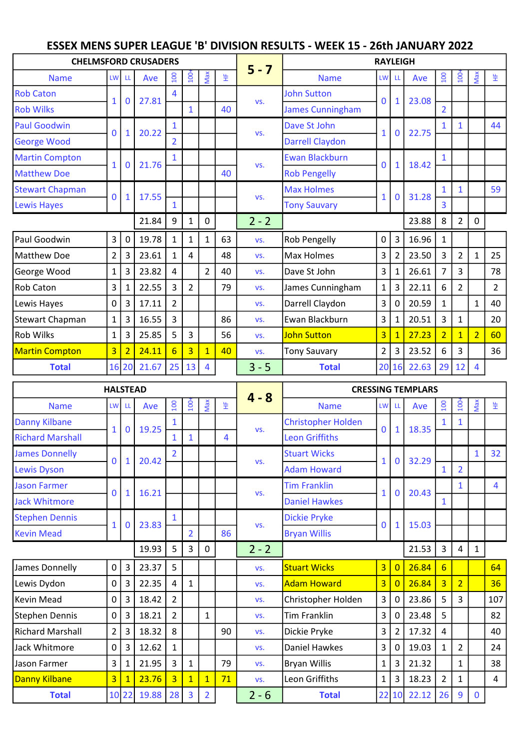# ESSEX MENS SUPER LEAGUE 'B' DIVISION RESULTS - WEEK 15 - 26th JANUARY 2022

| CHELMSFORD CRUSADERS | | | | | | | | 5 - 7 | RAYLEIGH | | | | | | | |
|---|---|---|---|---|---|---|---|---|---|---|---|---|---|---|---|---|
| Name | LW | LL | Ave | 100 | 100+ | Max | HF | | Name | LW | LL | Ave | 100 | 100+ | Max | HF |
| Rob Caton | 1 | 0 | 27.81 | 4 | | | | vs. | John Sutton | 0 | 1 | 23.08 | | | | |
| Rob Wilks | | | | | 1 | | 40 | | James Cunningham | | | | 2 | | | |
| Paul Goodwin | 0 | 1 | 20.22 | 1 | | | | vs. | Dave St John | 1 | 0 | 22.75 | 1 | 1 | | 44 |
| George Wood | | | | 2 | | | | | Darrell Claydon | | | | | | | |
| Martin Compton | 1 | 0 | 21.76 | 1 | | | | vs. | Ewan Blackburn | 0 | 1 | 18.42 | 1 | | | |
| Matthew Doe | | | | | | | 40 | | Rob Pengelly | | | | | | | |
| Stewart Chapman | 0 | 1 | 17.55 | | | | | vs. | Max Holmes | 1 | 0 | 31.28 | 1 | 1 | | 59 |
| Lewis Hayes | | | | 1 | | | | | Tony Sauvary | | | | 3 | | | |
| | | | 21.84 | 9 | 1 | 0 | | 2 - 2 | | | | 23.88 | 8 | 2 | 0 | |
| Paul Goodwin | 3 | 0 | 19.78 | 1 | 1 | 1 | 63 | vs. | Rob Pengelly | 0 | 3 | 16.96 | 1 | | | |
| Matthew Doe | 2 | 3 | 23.61 | 1 | 4 | | 48 | vs. | Max Holmes | 3 | 2 | 23.50 | 3 | 2 | 1 | 25 |
| George Wood | 1 | 3 | 23.82 | 4 | | 2 | 40 | vs. | Dave St John | 3 | 1 | 26.61 | 7 | 3 | | 78 |
| Rob Caton | 3 | 1 | 22.55 | 3 | 2 | | 79 | vs. | James Cunningham | 1 | 3 | 22.11 | 6 | 2 | | 2 |
| Lewis Hayes | 0 | 3 | 17.11 | 2 | | | | vs. | Darrell Claydon | 3 | 0 | 20.59 | 1 | | 1 | 40 |
| Stewart Chapman | 1 | 3 | 16.55 | 3 | | | 86 | vs. | Ewan Blackburn | 3 | 1 | 20.51 | 3 | 1 | | 20 |
| Rob Wilks | 1 | 3 | 25.85 | 5 | 3 | | 56 | vs. | John Sutton | 3 | 1 | 27.23 | 2 | 1 | 2 | 60 |
| Martin Compton | 3 | 2 | 24.11 | 6 | 3 | 1 | 40 | vs. | Tony Sauvary | 2 | 3 | 23.52 | 6 | 3 | | 36 |
| **Total** | 16 | 20 | 21.67 | 25 | 13 | 4 | | 3 - 5 | **Total** | 20 | 16 | 22.63 | 29 | 12 | 4 | |

| HALSTEAD | | | | | | | | 4 - 8 | CRESSING TEMPLARS | | | | | | | |
|---|---|---|---|---|---|---|---|---|---|---|---|---|---|---|---|---|
| Name | LW | LL | Ave | 100 | 100+ | Max | HF | | Name | LW | LL | Ave | 100 | 100+ | Max | HF |
| Danny Kilbane | 1 | 0 | 19.25 | 1 | | | | vs. | Christopher Holden | 0 | 1 | 18.35 | 1 | 1 | | |
| Richard Marshall | | | | 1 | 1 | | 4 | | Leon Griffiths | | | | | | | |
| James Donnelly | 0 | 1 | 20.42 | 2 | | | | vs. | Stuart Wicks | 1 | 0 | 32.29 | | | 1 | 32 |
| Lewis Dyson | | | | | | | | | Adam Howard | | | | 1 | 2 | | |
| Jason Farmer | 0 | 1 | 16.21 | | | | | vs. | Tim Franklin | 1 | 0 | 20.43 | | 1 | | 4 |
| Jack Whitmore | | | | | | | | | Daniel Hawkes | | | | 1 | | | |
| Stephen Dennis | 1 | 0 | 23.83 | 1 | | | | vs. | Dickie Pryke | 0 | 1 | 15.03 | | | | |
| Kevin Mead | | | | | 2 | | 86 | | Bryan Willis | | | | | | | |
| | | | 19.93 | 5 | 3 | 0 | | 2 - 2 | | | | 21.53 | 3 | 4 | 1 | |
| James Donnelly | 0 | 3 | 23.37 | 5 | | | | vs. | Stuart Wicks | 3 | 0 | 26.84 | 6 | | | 64 |
| Lewis Dydon | 0 | 3 | 22.35 | 4 | 1 | | | vs. | Adam Howard | 3 | 0 | 26.84 | 3 | 2 | | 36 |
| Kevin Mead | 0 | 3 | 18.42 | 2 | | | | vs. | Christopher Holden | 3 | 0 | 23.86 | 5 | 3 | | 107 |
| Stephen Dennis | 0 | 3 | 18.21 | 2 | | 1 | | vs. | Tim Franklin | 3 | 0 | 23.48 | 5 | | | 82 |
| Richard Marshall | 2 | 3 | 18.32 | 8 | | | 90 | vs. | Dickie Pryke | 3 | 2 | 17.32 | 4 | | | 40 |
| Jack Whitmore | 0 | 3 | 12.62 | 1 | | | | vs. | Daniel Hawkes | 3 | 0 | 19.03 | 1 | 2 | | 24 |
| Jason Farmer | 3 | 1 | 21.95 | 3 | 1 | | 79 | vs. | Bryan Willis | 1 | 3 | 21.32 | | 1 | | 38 |
| Danny Kilbane | 3 | 1 | 23.76 | 3 | 1 | 1 | 71 | vs. | Leon Griffiths | 1 | 3 | 18.23 | 2 | 1 | | 4 |
| **Total** | 10 | 22 | 19.88 | 28 | 3 | 2 | | 2 - 6 | **Total** | 22 | 10 | 22.12 | 26 | 9 | 0 | |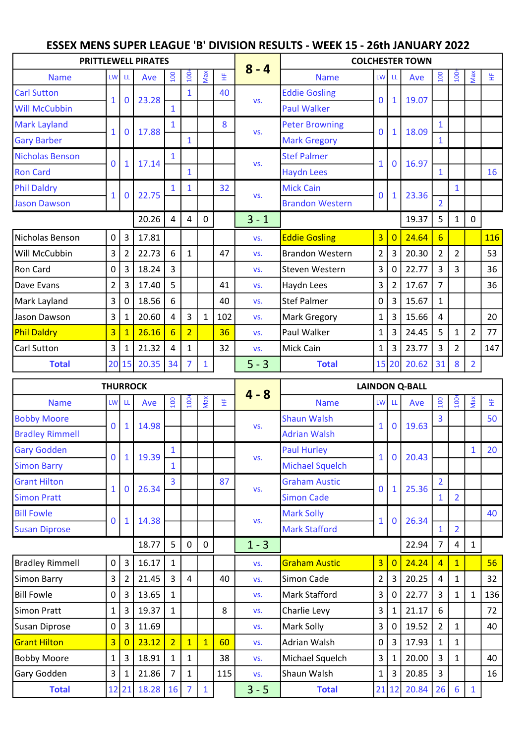# ESSEX MENS SUPER LEAGUE 'B' DIVISION RESULTS - WEEK 15 - 26th JANUARY 2022

| PRITTLEWELL PIRATES | | | | | | | | 8 - 4 | COLCHESTER TOWN | | | | | | | |
|---|---|---|---|---|---|---|---|---|---|---|---|---|---|---|---|---|
| Name | LW | LL | Ave | 100 | 100+ | Max | HF | | Name | LW | LL | Ave | 100 | 100+ | Max | HF |
| Carl Sutton | 1 | 0 | 23.28 | | 1 | | 40 | vs. | Eddie Gosling | 0 | 1 | 19.07 | | | | |
| Will McCubbin | | | | 1 | | | | | Paul Walker | | | | | | | |
| Mark Layland | 1 | 0 | 17.88 | 1 | | | 8 | vs. | Peter Browning | 0 | 1 | 18.09 | 1 | | | |
| Gary Barber | | | | | 1 | | | | Mark Gregory | | | | 1 | | | |
| Nicholas Benson | 0 | 1 | 17.14 | 1 | | | | vs. | Stef Palmer | 1 | 0 | 16.97 | | | | |
| Ron Card | | | | | 1 | | | | Haydn Lees | | | | 1 | | | 16 |
| Phil Daldry | 1 | 0 | 22.75 | 1 | 1 | | 32 | vs. | Mick Cain | 0 | 1 | 23.36 | | 1 | | |
| Jason Dawson | | | | | | | | | Brandon Western | | | | 2 | | | |
| | | | 20.26 | 4 | 4 | 0 | | 3 - 1 | | | | 19.37 | 5 | 1 | 0 | |
| Nicholas Benson | 0 | 3 | 17.81 | | | | | vs. | Eddie Gosling | 3 | 0 | 24.64 | 6 | | | 116 |
| Will McCubbin | 3 | 2 | 22.73 | 6 | 1 | | 47 | vs. | Brandon Western | 2 | 3 | 20.30 | 2 | 2 | | 53 |
| Ron Card | 0 | 3 | 18.24 | 3 | | | | vs. | Steven Western | 3 | 0 | 22.77 | 3 | 3 | | 36 |
| Dave Evans | 2 | 3 | 17.40 | 5 | | | 41 | vs. | Haydn Lees | 3 | 2 | 17.67 | 7 | | | 36 |
| Mark Layland | 3 | 0 | 18.56 | 6 | | | 40 | vs. | Stef Palmer | 0 | 3 | 15.67 | 1 | | | |
| Jason Dawson | 3 | 1 | 20.60 | 4 | 3 | 1 | 102 | vs. | Mark Gregory | 1 | 3 | 15.66 | 4 | | | 20 |
| Phil Daldry | 3 | 1 | 26.16 | 6 | 2 | | 36 | vs. | Paul Walker | 1 | 3 | 24.45 | 5 | 1 | 2 | 77 |
| Carl Sutton | 3 | 1 | 21.32 | 4 | 1 | | 32 | vs. | Mick Cain | 1 | 3 | 23.77 | 3 | 2 | | 147 |
| **Total** | 20 | 15 | 20.35 | 34 | 7 | 1 | | 5 - 3 | **Total** | 15 | 20 | 20.62 | 31 | 8 | 2 | |

| THURROCK | | | | | | | | 4 - 8 | LAINDON Q-BALL | | | | | | | |
|---|---|---|---|---|---|---|---|---|---|---|---|---|---|---|---|---|
| Name | LW | LL | Ave | 100 | 100+ | Max | HF | | Name | LW | LL | Ave | 100 | 100+ | Max | HF |
| Bobby Moore | 0 | 1 | 14.98 | | | | | vs. | Shaun Walsh | 1 | 0 | 19.63 | 3 | | | 50 |
| Bradley Rimmell | | | | | | | | | Adrian Walsh | | | | | | | |
| Gary Godden | 0 | 1 | 19.39 | 1 | | | | vs. | Paul Hurley | 1 | 0 | 20.43 | | | 1 | 20 |
| Simon Barry | | | | 1 | | | | | Michael Squelch | | | | | | | |
| Grant Hilton | 1 | 0 | 26.34 | 3 | | | 87 | vs. | Graham Austic | 0 | 1 | 25.36 | 2 | | | |
| Simon Pratt | | | | | | | | | Simon Cade | | | | 1 | 2 | | |
| Bill Fowle | 0 | 1 | 14.38 | | | | | vs. | Mark Solly | 1 | 0 | 26.34 | | | | 40 |
| Susan Diprose | | | | | | | | | Mark Stafford | | | | 1 | 2 | | |
| | | | 18.77 | 5 | 0 | 0 | | 1 - 3 | | | | 22.94 | 7 | 4 | 1 | |
| Bradley Rimmell | 0 | 3 | 16.17 | 1 | | | | vs. | Graham Austic | 3 | 0 | 24.24 | 4 | 1 | | 56 |
| Simon Barry | 3 | 2 | 21.45 | 3 | 4 | | 40 | vs. | Simon Cade | 2 | 3 | 20.25 | 4 | 1 | | 32 |
| Bill Fowle | 0 | 3 | 13.65 | 1 | | | | vs. | Mark Stafford | 3 | 0 | 22.77 | 3 | 1 | 1 | 136 |
| Simon Pratt | 1 | 3 | 19.37 | 1 | | | 8 | vs. | Charlie Levy | 3 | 1 | 21.17 | 6 | | | 72 |
| Susan Diprose | 0 | 3 | 11.69 | | | | | vs. | Mark Solly | 3 | 0 | 19.52 | 2 | 1 | | 40 |
| Grant Hilton | 3 | 0 | 23.12 | 2 | 1 | 1 | 60 | vs. | Adrian Walsh | 0 | 3 | 17.93 | 1 | 1 | | |
| Bobby Moore | 1 | 3 | 18.91 | 1 | 1 | | 38 | vs. | Michael Squelch | 3 | 1 | 20.00 | 3 | 1 | | 40 |
| Gary Godden | 3 | 1 | 21.86 | 7 | 1 | | 115 | vs. | Shaun Walsh | 1 | 3 | 20.85 | 3 | | | 16 |
| **Total** | 12 | 21 | 18.28 | 16 | 7 | 1 | | 3 - 5 | **Total** | 21 | 12 | 20.84 | 26 | 6 | 1 | |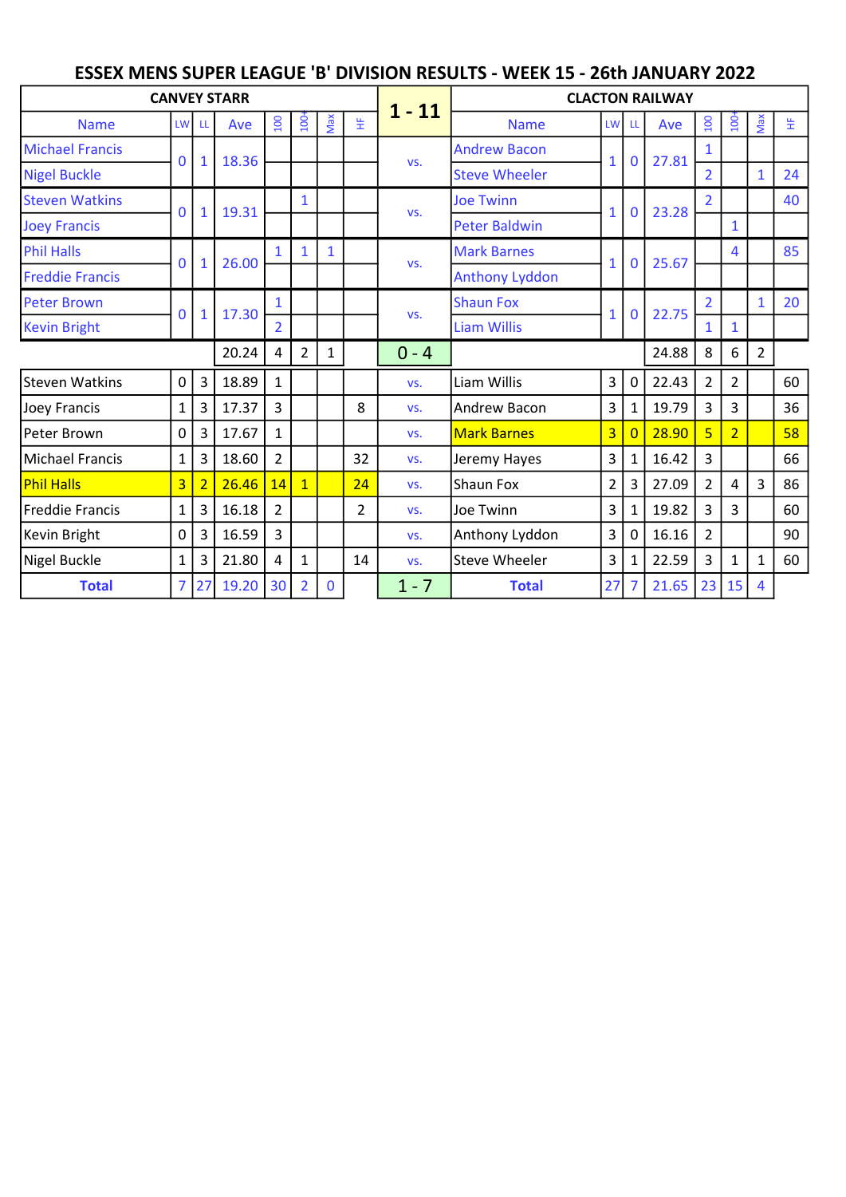# ESSEX MENS SUPER LEAGUE 'B' DIVISION RESULTS - WEEK 15 - 26th JANUARY 2022

| CANVEY STARR | | | | | | | | 1 - 11 | CLACTON RAILWAY | | | | | | | |
|---|---|---|---|---|---|---|---|---|---|---|---|---|---|---|---|---|
| Name | LW | LL | Ave | 100 | 100+ | Max | HF | | Name | LW | LL | Ave | 100 | 100+ | Max | HF |
| Michael Francis | 0 | 1 | 18.36 | | | | | vs. | Andrew Bacon | 1 | 0 | 27.81 | 1 | | | |
| Nigel Buckle | | | | | | | | | Steve Wheeler | | | | 2 | | 1 | 24 |
| Steven Watkins | 0 | 1 | 19.31 | | 1 | | | vs. | Joe Twinn | 1 | 0 | 23.28 | 2 | | | 40 |
| Joey Francis | | | | | | | | | Peter Baldwin | | | | | 1 | | |
| Phil Halls | 0 | 1 | 26.00 | 1 | 1 | 1 | | vs. | Mark Barnes | 1 | 0 | 25.67 | | 4 | | 85 |
| Freddie Francis | | | | | | | | | Anthony Lyddon | | | | | | | |
| Peter Brown | 0 | 1 | 17.30 | 1 | | | | vs. | Shaun Fox | 1 | 0 | 22.75 | 2 | | 1 | 20 |
| Kevin Bright | | | | 2 | | | | | Liam Willis | | | | 1 | 1 | | |
| | | | 20.24 | 4 | 2 | 1 | | 0 - 4 | | | | 24.88 | 8 | 6 | 2 | |
| Steven Watkins | 0 | 3 | 18.89 | 1 | | | | vs. | Liam Willis | 3 | 0 | 22.43 | 2 | 2 | | 60 |
| Joey Francis | 1 | 3 | 17.37 | 3 | | | 8 | vs. | Andrew Bacon | 3 | 1 | 19.79 | 3 | 3 | | 36 |
| Peter Brown | 0 | 3 | 17.67 | 1 | | | | vs. | Mark Barnes | 3 | 0 | 28.90 | 5 | 2 | | 58 |
| Michael Francis | 1 | 3 | 18.60 | 2 | | | 32 | vs. | Jeremy Hayes | 3 | 1 | 16.42 | 3 | | | 66 |
| Phil Halls | 3 | 2 | 26.46 | 14 | 1 | | 24 | vs. | Shaun Fox | 2 | 3 | 27.09 | 2 | 4 | 3 | 86 |
| Freddie Francis | 1 | 3 | 16.18 | 2 | | | 2 | vs. | Joe Twinn | 3 | 1 | 19.82 | 3 | 3 | | 60 |
| Kevin Bright | 0 | 3 | 16.59 | 3 | | | | vs. | Anthony Lyddon | 3 | 0 | 16.16 | 2 | | | 90 |
| Nigel Buckle | 1 | 3 | 21.80 | 4 | 1 | | 14 | vs. | Steve Wheeler | 3 | 1 | 22.59 | 3 | 1 | 1 | 60 |
| **Total** | 7 | 27 | 19.20 | 30 | 2 | 0 | | 1 - 7 | **Total** | 27 | 7 | 21.65 | 23 | 15 | 4 | |